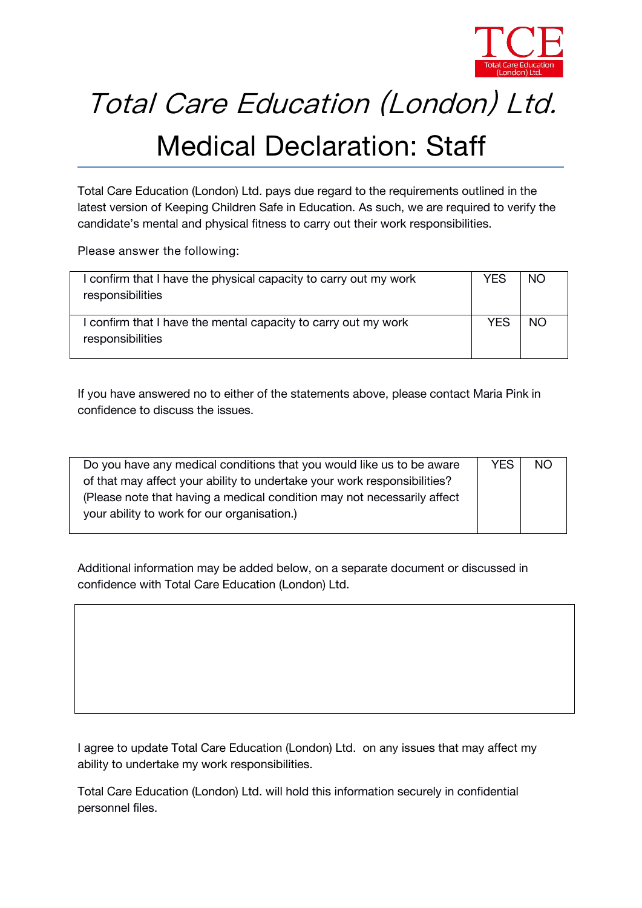TCE
Total Care Education (London) Ltd.

# *Total Care Education (London) Ltd.*

## Medical Declaration: Staff

Total Care Education (London) Ltd. pays due regard to the requirements outlined in the latest version of Keeping Children Safe in Education. As such, we are required to verify the candidate's mental and physical fitness to carry out their work responsibilities.

Please answer the following:

| | | |
|---|---|---|
| I confirm that I have the physical capacity to carry out my work responsibilities | YES | NO |
| I confirm that I have the mental capacity to carry out my work responsibilities | YES | NO |

If you have answered no to either of the statements above, please contact Maria Pink in confidence to discuss the issues.

| | | |
|---|---|---|
| Do you have any medical conditions that you would like us to be aware of that may affect your ability to undertake your work responsibilities? (Please note that having a medical condition may not necessarily affect your ability to work for our organisation.) | YES | NO |

Additional information may be added below, on a separate document or discussed in confidence with Total Care Education (London) Ltd.

| |
|---|
| |

I agree to update Total Care Education (London) Ltd. on any issues that may affect my ability to undertake my work responsibilities.

Total Care Education (London) Ltd. will hold this information securely in confidential personnel files.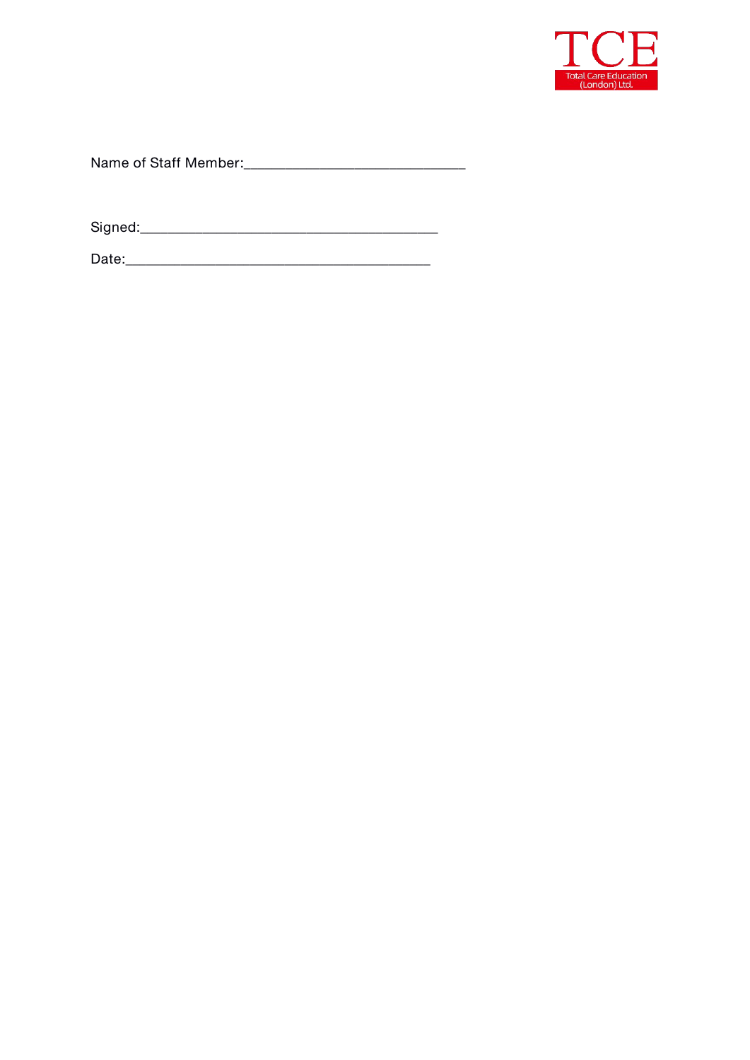Name of Staff Member:_____________________________

Signed:_______________________________________

Date:________________________________________